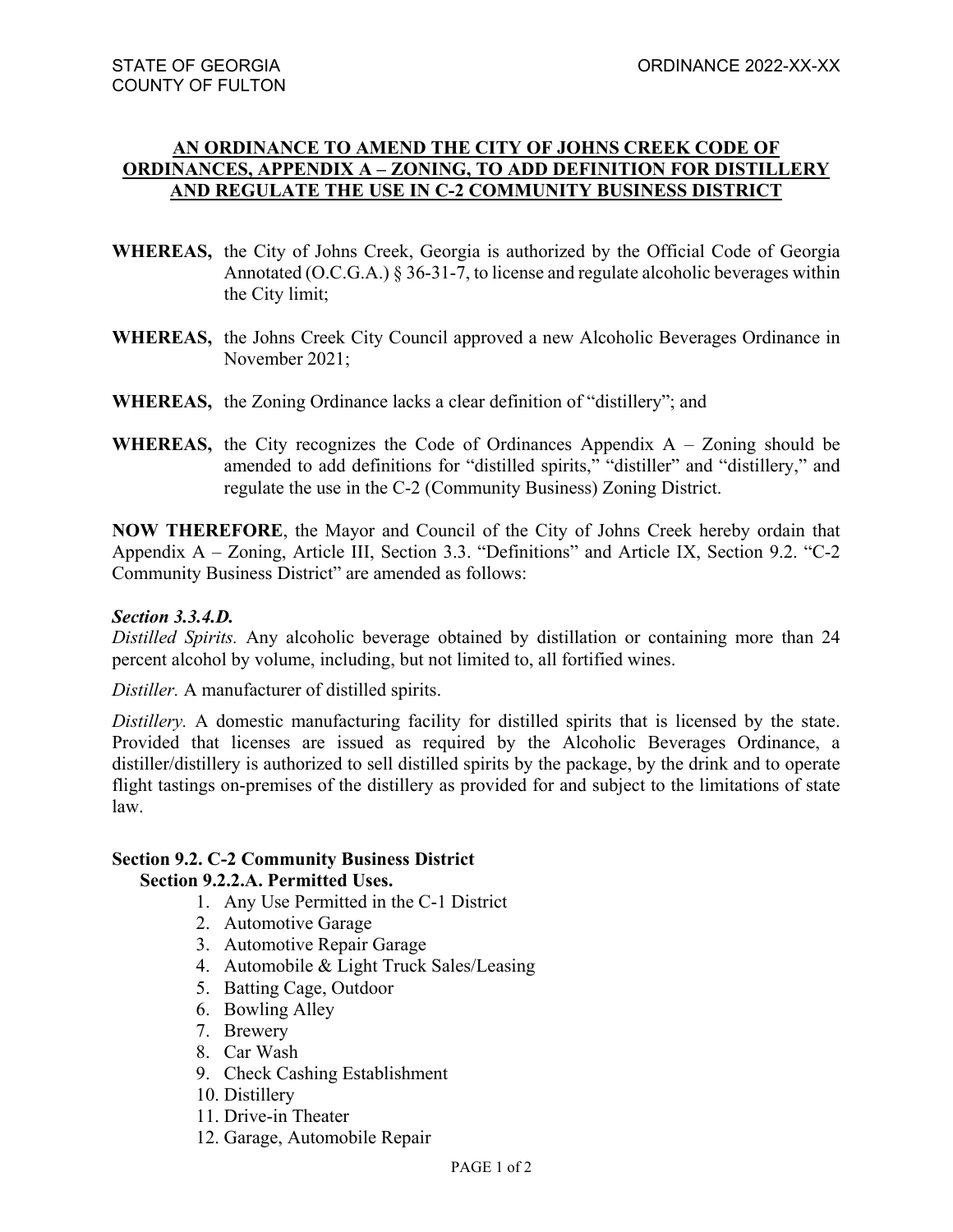STATE OF GEORGIA
COUNTY OF FULTON

ORDINANCE 2022-XX-XX

## AN ORDINANCE TO AMEND THE CITY OF JOHNS CREEK CODE OF ORDINANCES, APPENDIX A – ZONING, TO ADD DEFINITION FOR DISTILLERY AND REGULATE THE USE IN C-2 COMMUNITY BUSINESS DISTRICT

**WHEREAS,** the City of Johns Creek, Georgia is authorized by the Official Code of Georgia Annotated (O.C.G.A.) § 36-31-7, to license and regulate alcoholic beverages within the City limit;

**WHEREAS,** the Johns Creek City Council approved a new Alcoholic Beverages Ordinance in November 2021;

**WHEREAS,** the Zoning Ordinance lacks a clear definition of "distillery"; and

**WHEREAS,** the City recognizes the Code of Ordinances Appendix A – Zoning should be amended to add definitions for "distilled spirits," "distiller" and "distillery," and regulate the use in the C-2 (Community Business) Zoning District.

**NOW THEREFORE**, the Mayor and Council of the City of Johns Creek hereby ordain that Appendix A – Zoning, Article III, Section 3.3. "Definitions" and Article IX, Section 9.2. "C-2 Community Business District" are amended as follows:

***Section 3.3.4.D.***

*Distilled Spirits.* Any alcoholic beverage obtained by distillation or containing more than 24 percent alcohol by volume, including, but not limited to, all fortified wines.

*Distiller.* A manufacturer of distilled spirits.

*Distillery.* A domestic manufacturing facility for distilled spirits that is licensed by the state. Provided that licenses are issued as required by the Alcoholic Beverages Ordinance, a distiller/distillery is authorized to sell distilled spirits by the package, by the drink and to operate flight tastings on-premises of the distillery as provided for and subject to the limitations of state law.

**Section 9.2. C-2 Community Business District**

**Section 9.2.2.A. Permitted Uses.**

1. Any Use Permitted in the C-1 District
2. Automotive Garage
3. Automotive Repair Garage
4. Automobile & Light Truck Sales/Leasing
5. Batting Cage, Outdoor
6. Bowling Alley
7. Brewery
8. Car Wash
9. Check Cashing Establishment
10. Distillery
11. Drive-in Theater
12. Garage, Automobile Repair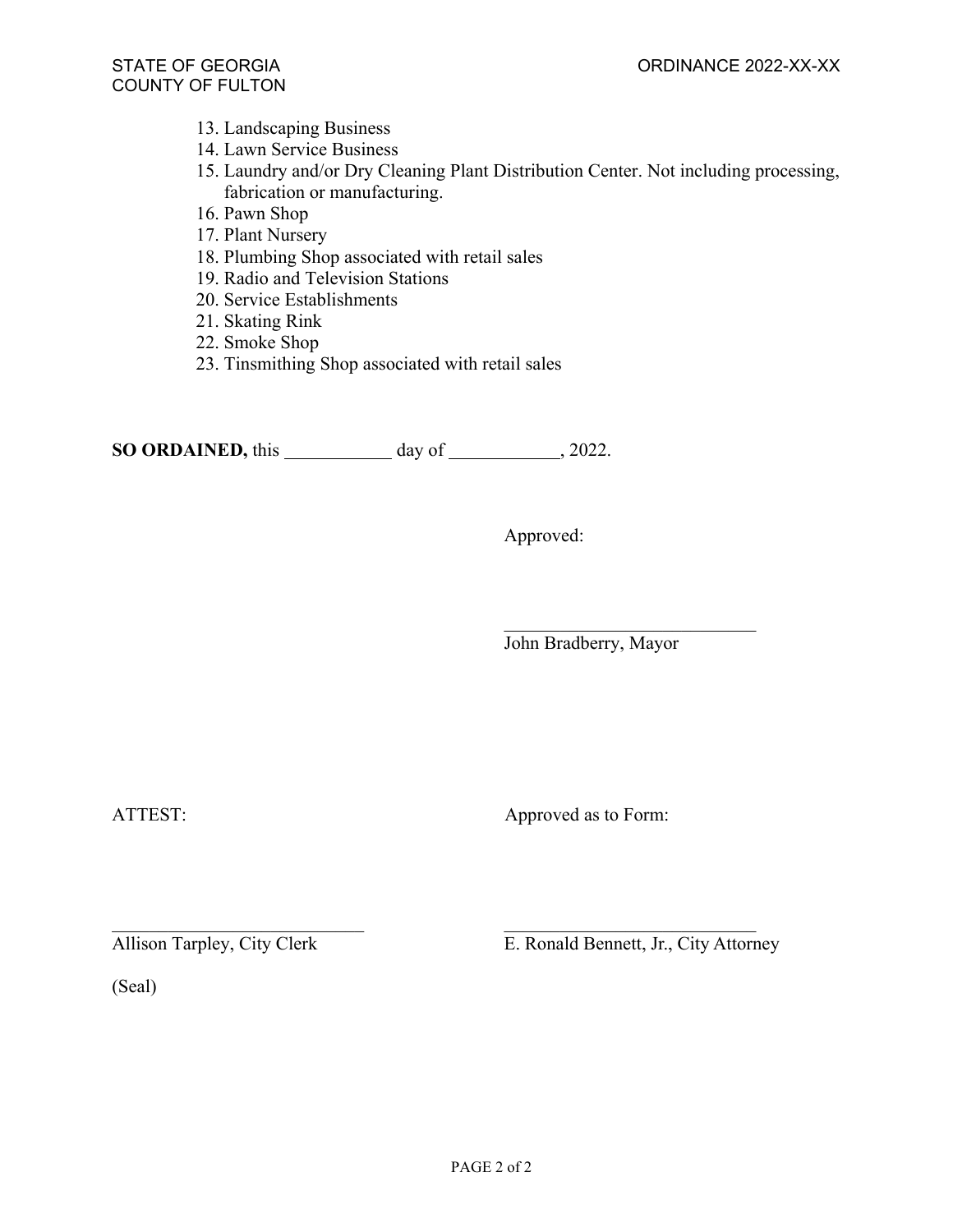13. Landscaping Business
14. Lawn Service Business
15. Laundry and/or Dry Cleaning Plant Distribution Center. Not including processing, fabrication or manufacturing.
16. Pawn Shop
17. Plant Nursery
18. Plumbing Shop associated with retail sales
19. Radio and Television Stations
20. Service Establishments
21. Skating Rink
22. Smoke Shop
23. Tinsmithing Shop associated with retail sales

**SO ORDAINED,** this ____________ day of ____________, 2022.

Approved:

____________________________
John Bradberry, Mayor

ATTEST:

____________________________
Allison Tarpley, City Clerk

(Seal)

Approved as to Form:

____________________________
E. Ronald Bennett, Jr., City Attorney